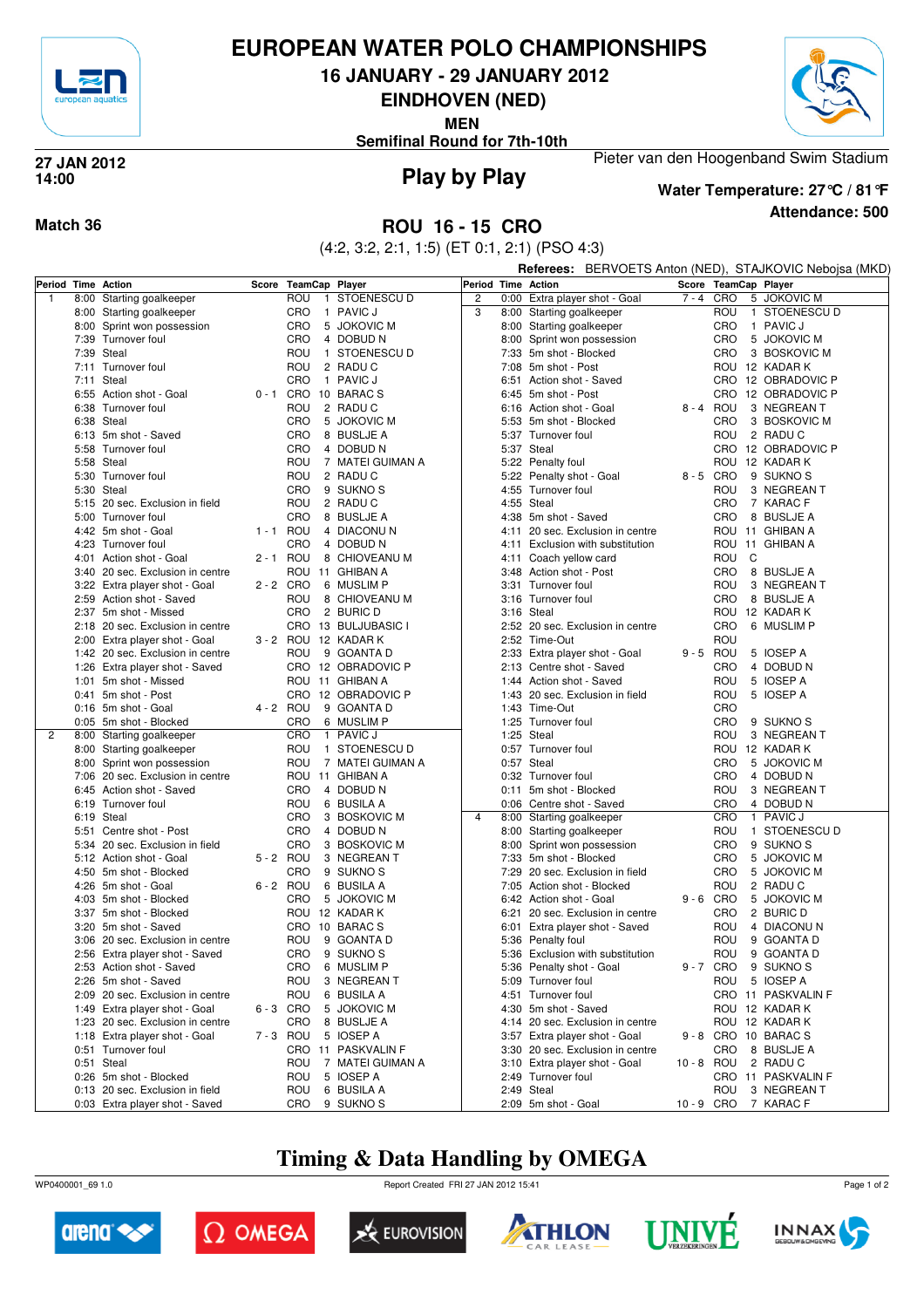# EUROPEAN WATER POLO CHAMPIONSHIPS

## 16 JANUARY - 29 JANUARY 2012

## EINDHOVEN (NED)

**MEN**

**Semifinal Round for 7th-10th**

**27 JAN 2012**
**14:00**

## Play by Play

Pieter van den Hoogenband Swim Stadium

**Water Temperature: 27°C / 81°F**

**Attendance: 500**

**Match 36**

## ROU 16 - 15 CRO

(4:2, 3:2, 2:1, 1:5) (ET 0:1, 2:1) (PSO 4:3)

**Referees:** BERVOETS Anton (NED), STAJKOVIC Nebojsa (MKD)

| Period | Time | Action | Score | TeamCap | | Player |
|---|---|---|---|---|---|---|
| 1 | 8:00 | Starting goalkeeper | | ROU | 1 | STOENESCU D |
| | 8:00 | Starting goalkeeper | | CRO | 1 | PAVIC J |
| | 8:00 | Sprint won possession | | CRO | 5 | JOKOVIC M |
| | 7:39 | Turnover foul | | CRO | 4 | DOBUD N |
| | 7:39 | Steal | | ROU | 1 | STOENESCU D |
| | 7:11 | Turnover foul | | ROU | 2 | RADU C |
| | 7:11 | Steal | | CRO | 1 | PAVIC J |
| | 6:55 | Action shot - Goal | 0 - 1 | CRO | 10 | BARAC S |
| | 6:38 | Turnover foul | | ROU | 2 | RADU C |
| | 6:38 | Steal | | CRO | 5 | JOKOVIC M |
| | 6:13 | 5m shot - Saved | | CRO | 8 | BUSLJE A |
| | 5:58 | Turnover foul | | CRO | 4 | DOBUD N |
| | 5:58 | Steal | | ROU | 7 | MATEI GUIMAN A |
| | 5:30 | Turnover foul | | ROU | 2 | RADU C |
| | 5:30 | Steal | | CRO | 9 | SUKNO S |
| | 5:15 | 20 sec. Exclusion in field | | ROU | 2 | RADU C |
| | 5:00 | Turnover foul | | CRO | 8 | BUSLJE A |
| | 4:42 | 5m shot - Goal | 1 - 1 | ROU | 4 | DIACONU N |
| | 4:23 | Turnover foul | | CRO | 4 | DOBUD N |
| | 4:01 | Action shot - Goal | 2 - 1 | ROU | 8 | CHIOVEANU M |
| | 3:40 | 20 sec. Exclusion in centre | | ROU | 11 | GHIBAN A |
| | 3:22 | Extra player shot - Goal | 2 - 2 | CRO | 6 | MUSLIM P |
| | 2:59 | Action shot - Saved | | ROU | 8 | CHIOVEANU M |
| | 2:37 | 5m shot - Missed | | CRO | 2 | BURIC D |
| | 2:18 | 20 sec. Exclusion in centre | | CRO | 13 | BULJUBASIC I |
| | 2:00 | Extra player shot - Goal | 3 - 2 | ROU | 12 | KADAR K |
| | 1:42 | 20 sec. Exclusion in centre | | ROU | 9 | GOANTA D |
| | 1:26 | Extra player shot - Saved | | CRO | 12 | OBRADOVIC P |
| | 1:01 | 5m shot - Missed | | ROU | 11 | GHIBAN A |
| | 0:41 | 5m shot - Post | | CRO | 12 | OBRADOVIC P |
| | 0:16 | 5m shot - Goal | 4 - 2 | ROU | 9 | GOANTA D |
| | 0:05 | 5m shot - Blocked | | CRO | 6 | MUSLIM P |
| 2 | 8:00 | Starting goalkeeper | | CRO | 1 | PAVIC J |
| | 8:00 | Starting goalkeeper | | ROU | 1 | STOENESCU D |
| | 8:00 | Sprint won possession | | ROU | 7 | MATEI GUIMAN A |
| | 7:06 | 20 sec. Exclusion in centre | | ROU | 11 | GHIBAN A |
| | 6:45 | Action shot - Saved | | CRO | 4 | DOBUD N |
| | 6:19 | Turnover foul | | ROU | 6 | BUSILA A |
| | 6:19 | Steal | | CRO | 3 | BOSKOVIC M |
| | 5:51 | Centre shot - Post | | CRO | 4 | DOBUD N |
| | 5:34 | 20 sec. Exclusion in field | | CRO | 3 | BOSKOVIC M |
| | 5:12 | Action shot - Goal | 5 - 2 | ROU | 3 | NEGREAN T |
| | 4:50 | 5m shot - Blocked | | CRO | 9 | SUKNO S |
| | 4:26 | 5m shot - Goal | 6 - 2 | ROU | 6 | BUSILA A |
| | 4:03 | 5m shot - Blocked | | CRO | 5 | JOKOVIC M |
| | 3:37 | 5m shot - Blocked | | ROU | 12 | KADAR K |
| | 3:20 | 5m shot - Saved | | CRO | 10 | BARAC S |
| | 3:06 | 20 sec. Exclusion in centre | | ROU | 9 | GOANTA D |
| | 2:56 | Extra player shot - Saved | | CRO | 9 | SUKNO S |
| | 2:53 | Action shot - Saved | | CRO | 6 | MUSLIM P |
| | 2:26 | 5m shot - Saved | | ROU | 3 | NEGREAN T |
| | 2:09 | 20 sec. Exclusion in centre | | ROU | 6 | BUSILA A |
| | 1:49 | Extra player shot - Goal | 6 - 3 | CRO | 5 | JOKOVIC M |
| | 1:23 | 20 sec. Exclusion in centre | | CRO | 8 | BUSLJE A |
| | 1:18 | Extra player shot - Goal | 7 - 3 | ROU | 5 | IOSEP A |
| | 0:51 | Turnover foul | | CRO | 11 | PASKVALIN F |
| | 0:51 | Steal | | ROU | 7 | MATEI GUIMAN A |
| | 0:26 | 5m shot - Blocked | | ROU | 5 | IOSEP A |
| | 0:13 | 20 sec. Exclusion in field | | ROU | 6 | BUSILA A |
| | 0:03 | Extra player shot - Saved | | CRO | 9 | SUKNO S |
| 2 | 0:00 | Extra player shot - Goal | 7 - 4 | CRO | 5 | JOKOVIC M |
| 3 | 8:00 | Starting goalkeeper | | ROU | 1 | STOENESCU D |
| | 8:00 | Starting goalkeeper | | CRO | 1 | PAVIC J |
| | 8:00 | Sprint won possession | | CRO | 5 | JOKOVIC M |
| | 7:33 | 5m shot - Blocked | | CRO | 3 | BOSKOVIC M |
| | 7:08 | 5m shot - Post | | ROU | 12 | KADAR K |
| | 6:51 | Action shot - Saved | | CRO | 12 | OBRADOVIC P |
| | 6:45 | 5m shot - Post | | CRO | 12 | OBRADOVIC P |
| | 6:16 | Action shot - Goal | 8 - 4 | ROU | 3 | NEGREAN T |
| | 5:53 | 5m shot - Blocked | | CRO | 3 | BOSKOVIC M |
| | 5:37 | Turnover foul | | ROU | 2 | RADU C |
| | 5:37 | Steal | | CRO | 12 | OBRADOVIC P |
| | 5:22 | Penalty foul | | ROU | 12 | KADAR K |
| | 5:22 | Penalty shot - Goal | 8 - 5 | CRO | 9 | SUKNO S |
| | 4:55 | Turnover foul | | ROU | 3 | NEGREAN T |
| | 4:55 | Steal | | CRO | 7 | KARAC F |
| | 4:38 | 5m shot - Saved | | CRO | 8 | BUSLJE A |
| | 4:11 | 20 sec. Exclusion in centre | | ROU | 11 | GHIBAN A |
| | 4:11 | Exclusion with substitution | | ROU | 11 | GHIBAN A |
| | 4:11 | Coach yellow card | | ROU | C | |
| | 3:48 | Action shot - Post | | CRO | 8 | BUSLJE A |
| | 3:31 | Turnover foul | | ROU | 3 | NEGREAN T |
| | 3:16 | Turnover foul | | CRO | 8 | BUSLJE A |
| | 3:16 | Steal | | ROU | 12 | KADAR K |
| | 2:52 | 20 sec. Exclusion in centre | | CRO | 6 | MUSLIM P |
| | 2:52 | Time-Out | | ROU | | |
| | 2:33 | Extra player shot - Goal | 9 - 5 | ROU | 5 | IOSEP A |
| | 2:13 | Centre shot - Saved | | CRO | 4 | DOBUD N |
| | 1:44 | Action shot - Saved | | ROU | 5 | IOSEP A |
| | 1:43 | 20 sec. Exclusion in field | | ROU | 5 | IOSEP A |
| | 1:43 | Time-Out | | CRO | | |
| | 1:25 | Turnover foul | | CRO | 9 | SUKNO S |
| | 1:25 | Steal | | ROU | 3 | NEGREAN T |
| | 0:57 | Turnover foul | | ROU | 12 | KADAR K |
| | 0:57 | Steal | | CRO | 5 | JOKOVIC M |
| | 0:32 | Turnover foul | | CRO | 4 | DOBUD N |
| | 0:11 | 5m shot - Blocked | | ROU | 3 | NEGREAN T |
| | 0:06 | Centre shot - Saved | | CRO | 4 | DOBUD N |
| 4 | 8:00 | Starting goalkeeper | | CRO | 1 | PAVIC J |
| | 8:00 | Starting goalkeeper | | ROU | 1 | STOENESCU D |
| | 8:00 | Sprint won possession | | CRO | 9 | SUKNO S |
| | 7:33 | 5m shot - Blocked | | CRO | 5 | JOKOVIC M |
| | 7:29 | 20 sec. Exclusion in field | | CRO | 5 | JOKOVIC M |
| | 7:05 | Action shot - Blocked | | ROU | 2 | RADU C |
| | 6:42 | Action shot - Goal | 9 - 6 | CRO | 5 | JOKOVIC M |
| | 6:21 | 20 sec. Exclusion in centre | | CRO | 2 | BURIC D |
| | 6:01 | Extra player shot - Saved | | ROU | 4 | DIACONU N |
| | 5:36 | Penalty foul | | ROU | 9 | GOANTA D |
| | 5:36 | Exclusion with substitution | | ROU | 9 | GOANTA D |
| | 5:36 | Penalty shot - Goal | 9 - 7 | CRO | 9 | SUKNO S |
| | 5:09 | Turnover foul | | ROU | 5 | IOSEP A |
| | 4:51 | Turnover foul | | CRO | 11 | PASKVALIN F |
| | 4:30 | 5m shot - Saved | | ROU | 12 | KADAR K |
| | 4:14 | 20 sec. Exclusion in centre | | ROU | 12 | KADAR K |
| | 3:57 | Extra player shot - Goal | 9 - 8 | CRO | 10 | BARAC S |
| | 3:30 | 20 sec. Exclusion in centre | | CRO | 8 | BUSLJE A |
| | 3:10 | Extra player shot - Goal | 10 - 8 | ROU | 2 | RADU C |
| | 2:49 | Turnover foul | | CRO | 11 | PASKVALIN F |
| | 2:49 | Steal | | ROU | 3 | NEGREAN T |
| | 2:09 | 5m shot - Goal | 10 - 9 | CRO | 7 | KARAC F |

## Timing & Data Handling by OMEGA

WP0400001_69 1.0 Report Created FRI 27 JAN 2012 15:41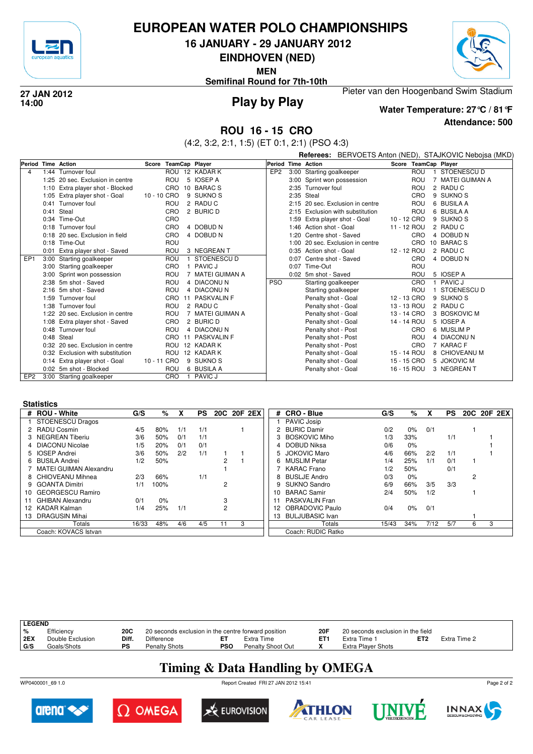# EUROPEAN WATER POLO CHAMPIONSHIPS

## 16 JANUARY - 29 JANUARY 2012

## EINDHOVEN (NED)

**MEN**

**Semifinal Round for 7th-10th**

**27 JAN 2012**
**14:00**

## Play by Play

Pieter van den Hoogenband Swim Stadium

**Water Temperature: 27°C / 81°F**

**Attendance: 500**

## ROU 16 - 15 CRO

(4:2, 3:2, 2:1, 1:5) (ET 0:1, 2:1) (PSO 4:3)

**Referees:** BERVOETS Anton (NED), STAJKOVIC Nebojsa (MKD)

| Period | Time | Action | Score | TeamCap | | Player |
|---|---|---|---|---|---|---|
| 4 | 1:44 | Turnover foul | | ROU | 12 | KADAR K |
| | 1:25 | 20 sec. Exclusion in centre | | ROU | 5 | IOSEP A |
| | 1:10 | Extra player shot - Blocked | | CRO | 10 | BARAC S |
| | 1:05 | Extra player shot - Goal | 10 - 10 | CRO | 9 | SUKNO S |
| | 0:41 | Turnover foul | | ROU | 2 | RADU C |
| | 0:41 | Steal | | CRO | 2 | BURIC D |
| | 0:34 | Time-Out | | CRO | | |
| | 0:18 | Turnover foul | | CRO | 4 | DOBUD N |
| | 0:18 | 20 sec. Exclusion in field | | CRO | 4 | DOBUD N |
| | 0:18 | Time-Out | | ROU | | |
| | 0:01 | Extra player shot - Saved | | ROU | 3 | NEGREAN T |
| EP1 | 3:00 | Starting goalkeeper | | ROU | 1 | STOENESCU D |
| | 3:00 | Starting goalkeeper | | CRO | 1 | PAVIC J |
| | 3:00 | Sprint won possession | | ROU | 7 | MATEI GUIMAN A |
| | 2:38 | 5m shot - Saved | | ROU | 4 | DIACONU N |
| | 2:16 | 5m shot - Saved | | ROU | 4 | DIACONU N |
| | 1:59 | Turnover foul | | CRO | 11 | PASKVALIN F |
| | 1:38 | Turnover foul | | ROU | 2 | RADU C |
| | 1:22 | 20 sec. Exclusion in centre | | ROU | 7 | MATEI GUIMAN A |
| | 1:08 | Extra player shot - Saved | | CRO | 2 | BURIC D |
| | 0:48 | Turnover foul | | ROU | 4 | DIACONU N |
| | 0:48 | Steal | | CRO | 11 | PASKVALIN F |
| | 0:32 | 20 sec. Exclusion in centre | | ROU | 12 | KADAR K |
| | 0:32 | Exclusion with substitution | | ROU | 12 | KADAR K |
| | 0:14 | Extra player shot - Goal | 10 - 11 | CRO | 9 | SUKNO S |
| | 0:02 | 5m shot - Blocked | | ROU | 6 | BUSILA A |
| EP2 | 3:00 | Starting goalkeeper | | CRO | 1 | PAVIC J |
| EP2 | 3:00 | Starting goalkeeper | | ROU | 1 | STOENESCU D |
| | 3:00 | Sprint won possession | | ROU | 7 | MATEI GUIMAN A |
| | 2:35 | Turnover foul | | ROU | 2 | RADU C |
| | 2:35 | Steal | | CRO | 9 | SUKNO S |
| | 2:15 | 20 sec. Exclusion in centre | | ROU | 6 | BUSILA A |
| | 2:15 | Exclusion with substitution | | ROU | 6 | BUSILA A |
| | 1:59 | Extra player shot - Goal | 10 - 12 | CRO | 9 | SUKNO S |
| | 1:46 | Action shot - Goal | 11 - 12 | ROU | 2 | RADU C |
| | 1:20 | Centre shot - Saved | | CRO | 4 | DOBUD N |
| | 1:00 | 20 sec. Exclusion in centre | | CRO | 10 | BARAC S |
| | 0:35 | Action shot - Goal | 12 - 12 | ROU | 2 | RADU C |
| | 0:07 | Centre shot - Saved | | CRO | 4 | DOBUD N |
| | 0:07 | Time-Out | | ROU | | |
| | 0:02 | 5m shot - Saved | | ROU | 5 | IOSEP A |
| PSO | | Starting goalkeeper | | CRO | 1 | PAVIC J |
| | | Starting goalkeeper | | ROU | 1 | STOENESCU D |
| | | Penalty shot - Goal | 12 - 13 | CRO | 9 | SUKNO S |
| | | Penalty shot - Goal | 13 - 13 | ROU | 2 | RADU C |
| | | Penalty shot - Goal | 13 - 14 | CRO | 3 | BOSKOVIC M |
| | | Penalty shot - Goal | 14 - 14 | ROU | 5 | IOSEP A |
| | | Penalty shot - Post | | CRO | 6 | MUSLIM P |
| | | Penalty shot - Post | | ROU | 4 | DIACONU N |
| | | Penalty shot - Post | | CRO | 7 | KARAC F |
| | | Penalty shot - Goal | 15 - 14 | ROU | 8 | CHIOVEANU M |
| | | Penalty shot - Goal | 15 - 15 | CRO | 5 | JOKOVIC M |
| | | Penalty shot - Goal | 16 - 15 | ROU | 3 | NEGREAN T |

### Statistics

| # | ROU - White | G/S | % | X | PS | 20C | 20F | 2EX |
|---|---|---|---|---|---|---|---|---|
| 1 | STOENESCU Dragos | | | | | | | |
| 2 | RADU Cosmin | 4/5 | 80% | 1/1 | 1/1 | | 1 | |
| 3 | NEGREAN Tiberiu | 3/6 | 50% | 0/1 | 1/1 | | | |
| 4 | DIACONU Nicolae | 1/5 | 20% | 0/1 | 0/1 | | | |
| 5 | IOSEP Andrei | 3/6 | 50% | 2/2 | 1/1 | 1 | 1 | |
| 6 | BUSILA Andrei | 1/2 | 50% | | | 2 | 1 | |
| 7 | MATEI GUIMAN Alexandru | | | | | 1 | | |
| 8 | CHIOVEANU Mihnea | 2/3 | 66% | | 1/1 | | | |
| 9 | GOANTA Dimitri | 1/1 | 100% | | | 2 | | |
| 10 | GEORGESCU Ramiro | | | | | | | |
| 11 | GHIBAN Alexandru | 0/1 | 0% | | | 3 | | |
| 12 | KADAR Kalman | 1/4 | 25% | 1/1 | | 2 | | |
| 13 | DRAGUSIN Mihai | | | | | | | |
| | Totals | 16/33 | 48% | 4/6 | 4/5 | 11 | 3 | |
| | Coach: KOVACS Istvan | | | | | | | |

| # | CRO - Blue | G/S | % | X | PS | 20C | 20F | 2EX |
|---|---|---|---|---|---|---|---|---|
| 1 | PAVIC Josip | | | | | | | |
| 2 | BURIC Damir | 0/2 | 0% | 0/1 | | 1 | | |
| 3 | BOSKOVIC Miho | 1/3 | 33% | | 1/1 | | 1 | |
| 4 | DOBUD Niksa | 0/6 | 0% | | | | 1 | |
| 5 | JOKOVIC Maro | 4/6 | 66% | 2/2 | 1/1 | | 1 | |
| 6 | MUSLIM Petar | 1/4 | 25% | 1/1 | 0/1 | 1 | | |
| 7 | KARAC Frano | 1/2 | 50% | | 0/1 | | | |
| 8 | BUSLJE Andro | 0/3 | 0% | | | 2 | | |
| 9 | SUKNO Sandro | 6/9 | 66% | 3/5 | 3/3 | | | |
| 10 | BARAC Samir | 2/4 | 50% | 1/2 | | 1 | | |
| 11 | PASKVALIN Fran | | | | | | | |
| 12 | OBRADOVIC Paulo | 0/4 | 0% | 0/1 | | | | |
| 13 | BULJUBASIC Ivan | | | | | 1 | | |
| | Totals | 15/43 | 34% | 7/12 | 5/7 | 6 | 3 | |
| | Coach: RUDIC Ratko | | | | | | | |

| LEGEND | | | | | | | |
|---|---|---|---|---|---|---|---|
| % | Efficiency | 20C | 20 seconds exclusion in the centre forward position | | | 20F | 20 seconds exclusion in the field |
| 2EX | Double Exclusion | Diff. | Difference | ET | Extra Time | ET1 | Extra Time 1 | 
| G/S | Goals/Shots | PS | Penalty Shots | PSO | Penalty Shoot Out | X | Extra Player Shots |

ET2: Extra Time 2

## Timing & Data Handling by OMEGA

WP0400001_69 1.0 Report Created FRI 27 JAN 2012 15:41